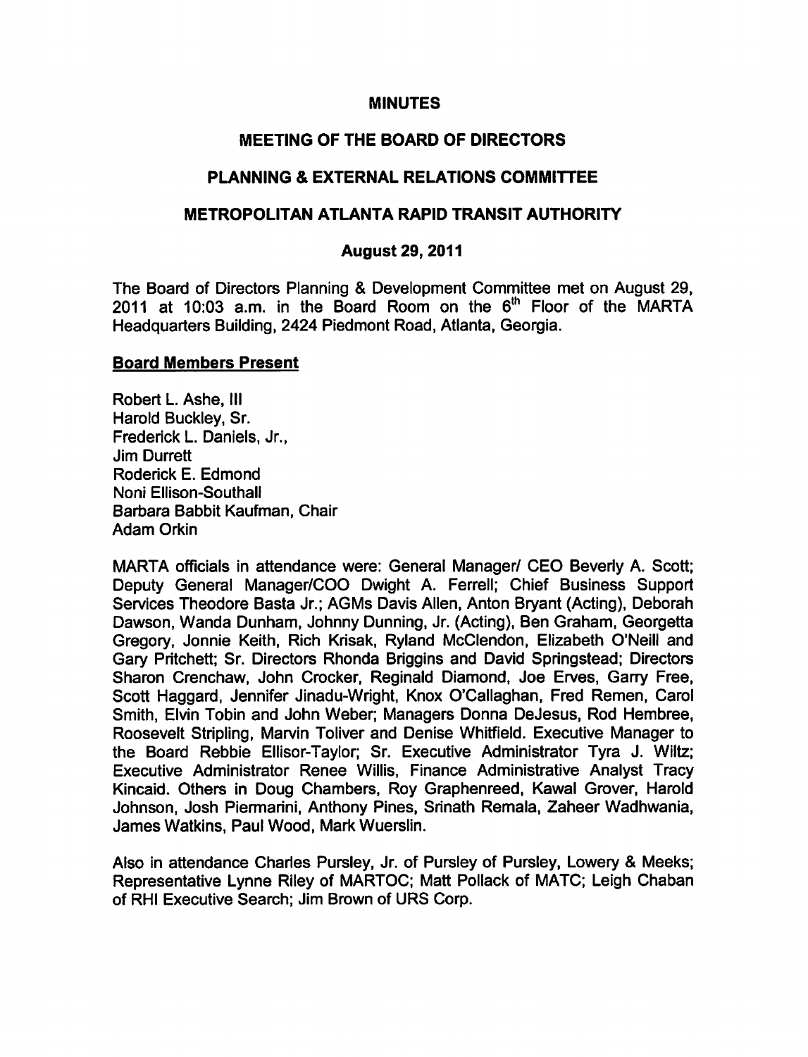# MINUTES

## MEETING OF THE BOARD OF DIRECTORS

## PLANNING & EXTERNAL RELATIONS COMMITTEE

## METROPOLITAN ATLANTA RAPID TRANSIT AUTHORITY

### August 29, 2011

The Board of Directors Planning & Development Committee met on August 29, 2011 at 10:03 a.m. in the Board Room on the 6th Floor of the MARTA Headquarters Building, 2424 Piedmont Road, Atlanta, Georgia.

**Board Members Present**

Robert L. Ashe, III
Harold Buckley, Sr.
Frederick L. Daniels, Jr.,
Jim Durrett
Roderick E. Edmond
Noni Ellison-Southall
Barbara Babbit Kaufman, Chair
Adam Orkin

MARTA officials in attendance were: General Manager/ CEO Beverly A. Scott; Deputy General Manager/COO Dwight A. Ferrell; Chief Business Support Services Theodore Basta Jr.; AGMs Davis Allen, Anton Bryant (Acting), Deborah Dawson, Wanda Dunham, Johnny Dunning, Jr. (Acting), Ben Graham, Georgetta Gregory, Jonnie Keith, Rich Krisak, Ryland McClendon, Elizabeth O'Neill and Gary Pritchett; Sr. Directors Rhonda Briggins and David Springstead; Directors Sharon Crenchaw, John Crocker, Reginald Diamond, Joe Erves, Garry Free, Scott Haggard, Jennifer Jinadu-Wright, Knox O'Callaghan, Fred Remen, Carol Smith, Elvin Tobin and John Weber; Managers Donna DeJesus, Rod Hembree, Roosevelt Stripling, Marvin Toliver and Denise Whitfield. Executive Manager to the Board Rebbie Ellisor-Taylor; Sr. Executive Administrator Tyra J. Wiltz; Executive Administrator Renee Willis, Finance Administrative Analyst Tracy Kincaid. Others in Doug Chambers, Roy Graphenreed, Kawal Grover, Harold Johnson, Josh Piermarini, Anthony Pines, Srinath Remala, Zaheer Wadhwania, James Watkins, Paul Wood, Mark Wuerslin.

Also in attendance Charles Pursley, Jr. of Pursley of Pursley, Lowery & Meeks; Representative Lynne Riley of MARTOC; Matt Pollack of MATC; Leigh Chaban of RHI Executive Search; Jim Brown of URS Corp.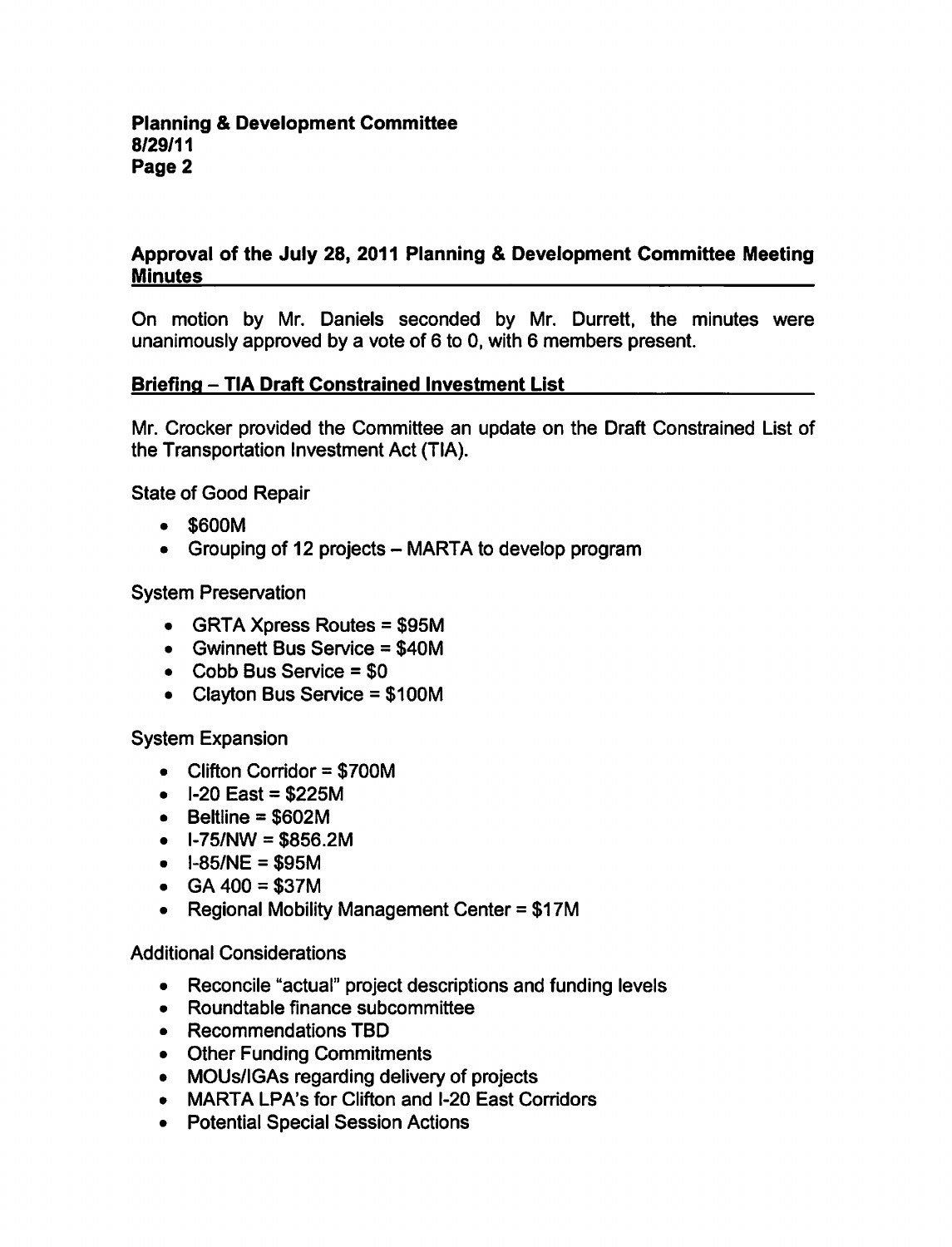## Approval of the July 28, 2011 Planning & Development Committee Meeting Minutes

On motion by Mr. Daniels seconded by Mr. Durrett, the minutes were unanimously approved by a vote of 6 to 0, with 6 members present.

## Briefing – TIA Draft Constrained Investment List

Mr. Crocker provided the Committee an update on the Draft Constrained List of the Transportation Investment Act (TIA).

State of Good Repair

- $600M
- Grouping of 12 projects – MARTA to develop program

System Preservation

- GRTA Xpress Routes = $95M
- Gwinnett Bus Service = $40M
- Cobb Bus Service = $0
- Clayton Bus Service = $100M

System Expansion

- Clifton Corridor = $700M
- I-20 East = $225M
- Beltline = $602M
- I-75/NW = $856.2M
- I-85/NE = $95M
- GA 400 = $37M
- Regional Mobility Management Center = $17M

Additional Considerations

- Reconcile "actual" project descriptions and funding levels
- Roundtable finance subcommittee
- Recommendations TBD
- Other Funding Commitments
- MOUs/IGAs regarding delivery of projects
- MARTA LPA's for Clifton and I-20 East Corridors
- Potential Special Session Actions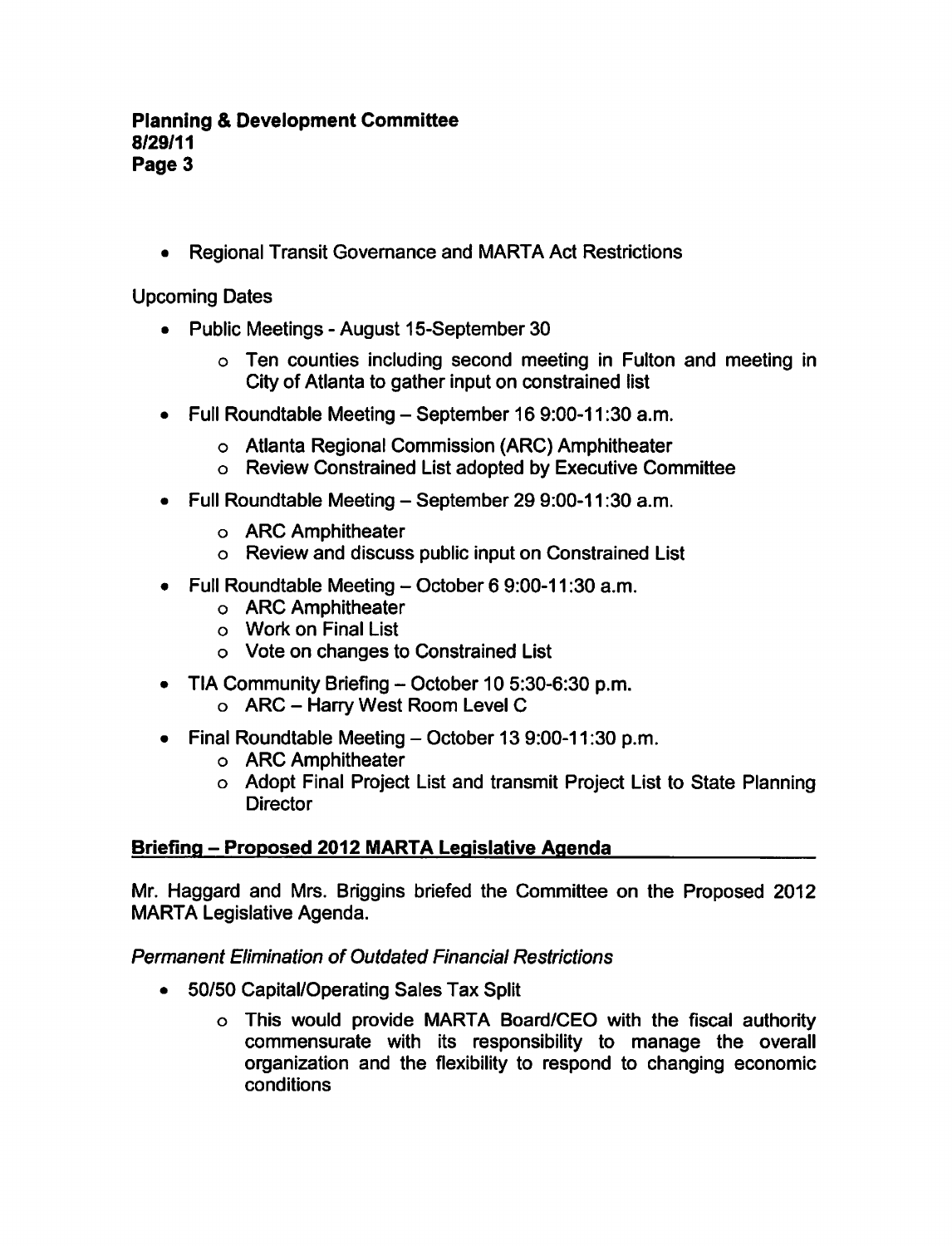- Regional Transit Governance and MARTA Act Restrictions

Upcoming Dates

- Public Meetings - August 15-September 30
  - Ten counties including second meeting in Fulton and meeting in City of Atlanta to gather input on constrained list
- Full Roundtable Meeting – September 16 9:00-11:30 a.m.
  - Atlanta Regional Commission (ARC) Amphitheater
  - Review Constrained List adopted by Executive Committee
- Full Roundtable Meeting – September 29 9:00-11:30 a.m.
  - ARC Amphitheater
  - Review and discuss public input on Constrained List
- Full Roundtable Meeting – October 6 9:00-11:30 a.m.
  - ARC Amphitheater
  - Work on Final List
  - Vote on changes to Constrained List
- TIA Community Briefing – October 10 5:30-6:30 p.m.
  - ARC – Harry West Room Level C
- Final Roundtable Meeting – October 13 9:00-11:30 p.m.
  - ARC Amphitheater
  - Adopt Final Project List and transmit Project List to State Planning Director

**Briefing – Proposed 2012 MARTA Legislative Agenda**

Mr. Haggard and Mrs. Briggins briefed the Committee on the Proposed 2012 MARTA Legislative Agenda.

*Permanent Elimination of Outdated Financial Restrictions*

- 50/50 Capital/Operating Sales Tax Split
  - This would provide MARTA Board/CEO with the fiscal authority commensurate with its responsibility to manage the overall organization and the flexibility to respond to changing economic conditions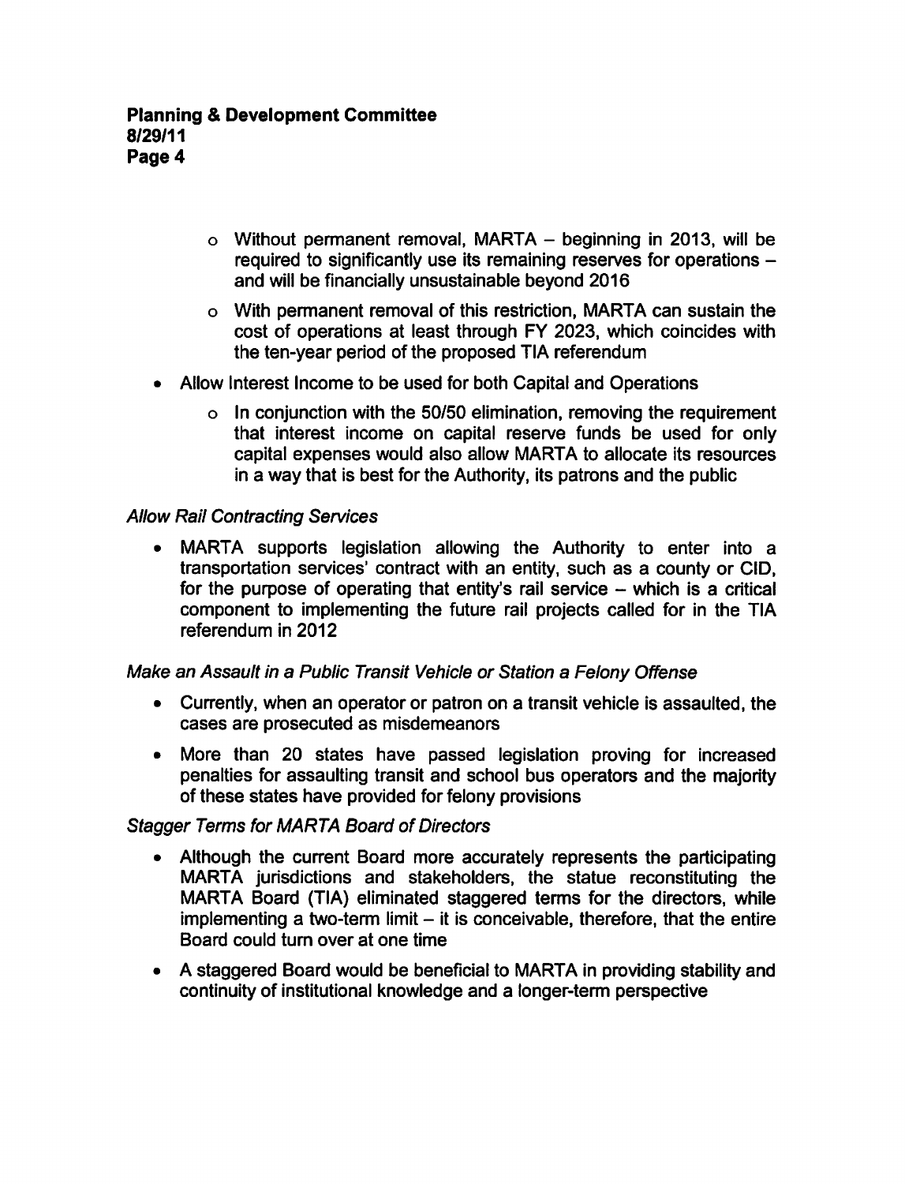- Without permanent removal, MARTA – beginning in 2013, will be required to significantly use its remaining reserves for operations – and will be financially unsustainable beyond 2016
- With permanent removal of this restriction, MARTA can sustain the cost of operations at least through FY 2023, which coincides with the ten-year period of the proposed TIA referendum

- Allow Interest Income to be used for both Capital and Operations
  - In conjunction with the 50/50 elimination, removing the requirement that interest income on capital reserve funds be used for only capital expenses would also allow MARTA to allocate its resources in a way that is best for the Authority, its patrons and the public

*Allow Rail Contracting Services*

- MARTA supports legislation allowing the Authority to enter into a transportation services' contract with an entity, such as a county or CID, for the purpose of operating that entity's rail service – which is a critical component to implementing the future rail projects called for in the TIA referendum in 2012

*Make an Assault in a Public Transit Vehicle or Station a Felony Offense*

- Currently, when an operator or patron on a transit vehicle is assaulted, the cases are prosecuted as misdemeanors
- More than 20 states have passed legislation proving for increased penalties for assaulting transit and school bus operators and the majority of these states have provided for felony provisions

*Stagger Terms for MARTA Board of Directors*

- Although the current Board more accurately represents the participating MARTA jurisdictions and stakeholders, the statue reconstituting the MARTA Board (TIA) eliminated staggered terms for the directors, while implementing a two-term limit – it is conceivable, therefore, that the entire Board could turn over at one time
- A staggered Board would be beneficial to MARTA in providing stability and continuity of institutional knowledge and a longer-term perspective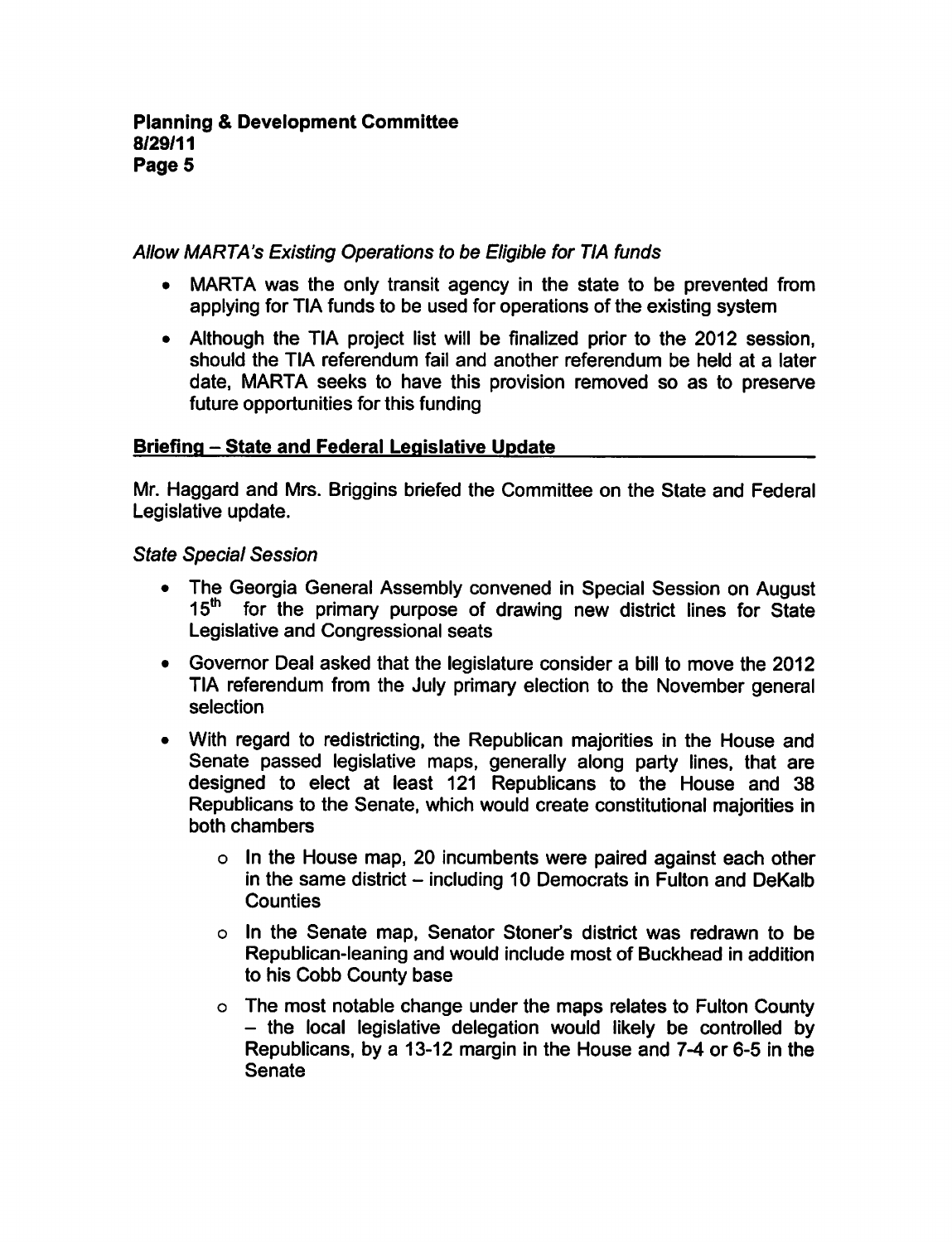*Allow MARTA's Existing Operations to be Eligible for TIA funds*

- MARTA was the only transit agency in the state to be prevented from applying for TIA funds to be used for operations of the existing system
- Although the TIA project list will be finalized prior to the 2012 session, should the TIA referendum fail and another referendum be held at a later date, MARTA seeks to have this provision removed so as to preserve future opportunities for this funding

**Briefing – State and Federal Legislative Update**

Mr. Haggard and Mrs. Briggins briefed the Committee on the State and Federal Legislative update.

*State Special Session*

- The Georgia General Assembly convened in Special Session on August 15th for the primary purpose of drawing new district lines for State Legislative and Congressional seats
- Governor Deal asked that the legislature consider a bill to move the 2012 TIA referendum from the July primary election to the November general selection
- With regard to redistricting, the Republican majorities in the House and Senate passed legislative maps, generally along party lines, that are designed to elect at least 121 Republicans to the House and 38 Republicans to the Senate, which would create constitutional majorities in both chambers
  - In the House map, 20 incumbents were paired against each other in the same district – including 10 Democrats in Fulton and DeKalb Counties
  - In the Senate map, Senator Stoner's district was redrawn to be Republican-leaning and would include most of Buckhead in addition to his Cobb County base
  - The most notable change under the maps relates to Fulton County – the local legislative delegation would likely be controlled by Republicans, by a 13-12 margin in the House and 7-4 or 6-5 in the Senate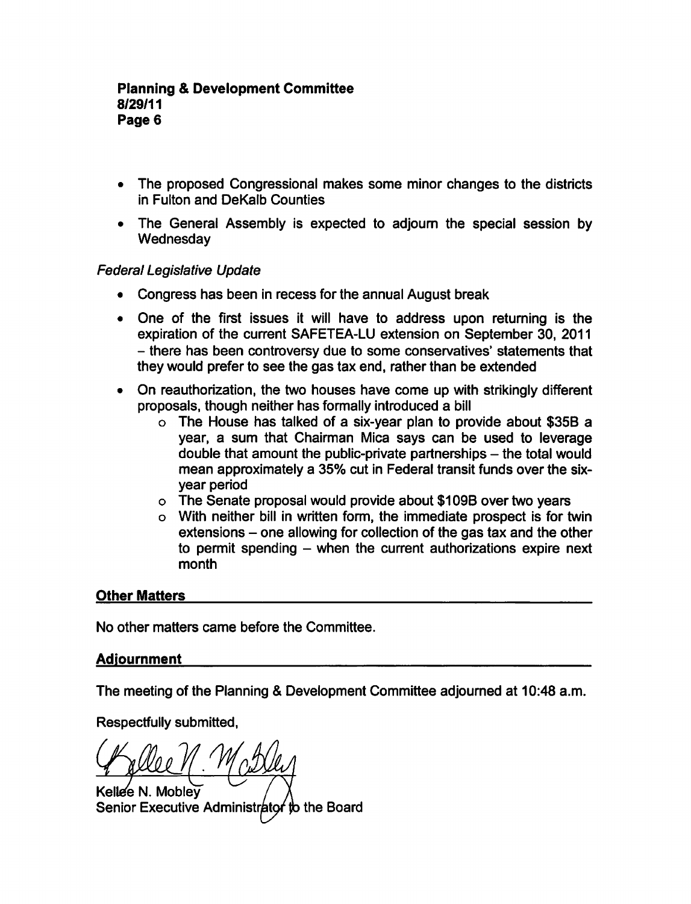- The proposed Congressional makes some minor changes to the districts in Fulton and DeKalb Counties
- The General Assembly is expected to adjourn the special session by Wednesday

*Federal Legislative Update*

- Congress has been in recess for the annual August break
- One of the first issues it will have to address upon returning is the expiration of the current SAFETEA-LU extension on September 30, 2011 – there has been controversy due to some conservatives' statements that they would prefer to see the gas tax end, rather than be extended
- On reauthorization, the two houses have come up with strikingly different proposals, though neither has formally introduced a bill
  - The House has talked of a six-year plan to provide about $35B a year, a sum that Chairman Mica says can be used to leverage double that amount the public-private partnerships – the total would mean approximately a 35% cut in Federal transit funds over the six-year period
  - The Senate proposal would provide about $109B over two years
  - With neither bill in written form, the immediate prospect is for twin extensions – one allowing for collection of the gas tax and the other to permit spending – when the current authorizations expire next month

## Other Matters

No other matters came before the Committee.

## Adjournment

The meeting of the Planning & Development Committee adjourned at 10:48 a.m.

Respectfully submitted,

Kellee N. Mobley
Senior Executive Administrator to the Board